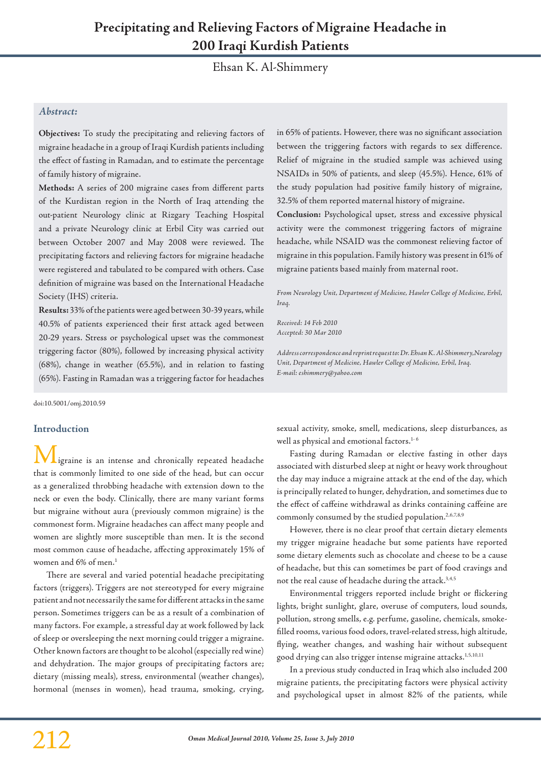# Precipitating and Relieving Factors of Migraine Headache in 200 Iraqi Kurdish Patients

Ehsan K. Al-Shimmery

### *Abstract:*

**Objectives:** To study the precipitating and relieving factors of migraine headache in a group of Iraqi Kurdish patients including the effect of fasting in Ramadan, and to estimate the percentage of family history of migraine.

**Methods:** A series of 200 migraine cases from different parts of the Kurdistan region in the North of Iraq attending the out-patient Neurology clinic at Rizgary Teaching Hospital and a private Neurology clinic at Erbil City was carried out between October 2007 and May 2008 were reviewed. The precipitating factors and relieving factors for migraine headache were registered and tabulated to be compared with others. Case definition of migraine was based on the International Headache Society (IHS) criteria.

**Results:** 33% of the patients were aged between 30-39 years, while 40.5% of patients experienced their first attack aged between 20-29 years. Stress or psychological upset was the commonest triggering factor (80%), followed by increasing physical activity (68%), change in weather (65.5%), and in relation to fasting (65%). Fasting in Ramadan was a triggering factor for headaches in 65% of patients. However, there was no significant association between the triggering factors with regards to sex difference. Relief of migraine in the studied sample was achieved using NSAIDs in 50% of patients, and sleep (45.5%). Hence, 61% of the study population had positive family history of migraine, 32.5% of them reported maternal history of migraine.

**Conclusion:** Psychological upset, stress and excessive physical activity were the commonest triggering factors of migraine headache, while NSAID was the commonest relieving factor of migraine in this population. Family history was present in 61% of migraine patients based mainly from maternal root.

*From Neurology Unit, Department of Medicine, Hawler College of Medicine, Erbil, Iraq.*

*Received: 14 Feb 2010*
*Accepted: 30 Mar 2010*

*Address correspondence and reprint request to: Dr. Ehsan K. Al-Shimmery, Neurology Unit, Department of Medicine, Hawler College of Medicine, Erbil, Iraq.*
*E-mail: eshimmery@yahoo.com*

doi:10.5001/omj.2010.59

## Introduction

Migraine is an intense and chronically repeated headache that is commonly limited to one side of the head, but can occur as a generalized throbbing headache with extension down to the neck or even the body. Clinically, there are many variant forms but migraine without aura (previously common migraine) is the commonest form. Migraine headaches can affect many people and women are slightly more susceptible than men. It is the second most common cause of headache, affecting approximately 15% of women and 6% of men.[1]

There are several and varied potential headache precipitating factors (triggers). Triggers are not stereotyped for every migraine patient and not necessarily the same for different attacks in the same person. Sometimes triggers can be as a result of a combination of many factors. For example, a stressful day at work followed by lack of sleep or oversleeping the next morning could trigger a migraine. Other known factors are thought to be alcohol (especially red wine) and dehydration. The major groups of precipitating factors are; dietary (missing meals), stress, environmental (weather changes), hormonal (menses in women), head trauma, smoking, crying, sexual activity, smoke, smell, medications, sleep disturbances, as well as physical and emotional factors.[1-6]

Fasting during Ramadan or elective fasting in other days associated with disturbed sleep at night or heavy work throughout the day may induce a migraine attack at the end of the day, which is principally related to hunger, dehydration, and sometimes due to the effect of caffeine withdrawal as drinks containing caffeine are commonly consumed by the studied population.[2,6,7,8,9]

However, there is no clear proof that certain dietary elements my trigger migraine headache but some patients have reported some dietary elements such as chocolate and cheese to be a cause of headache, but this can sometimes be part of food cravings and not the real cause of headache during the attack.[3,4,5]

Environmental triggers reported include bright or flickering lights, bright sunlight, glare, overuse of computers, loud sounds, pollution, strong smells, e.g. perfume, gasoline, chemicals, smoke-filled rooms, various food odors, travel-related stress, high altitude, flying, weather changes, and washing hair without subsequent good drying can also trigger intense migraine attacks.[1,5,10,11]

In a previous study conducted in Iraq which also included 200 migraine patients, the precipitating factors were physical activity and psychological upset in almost 82% of the patients, while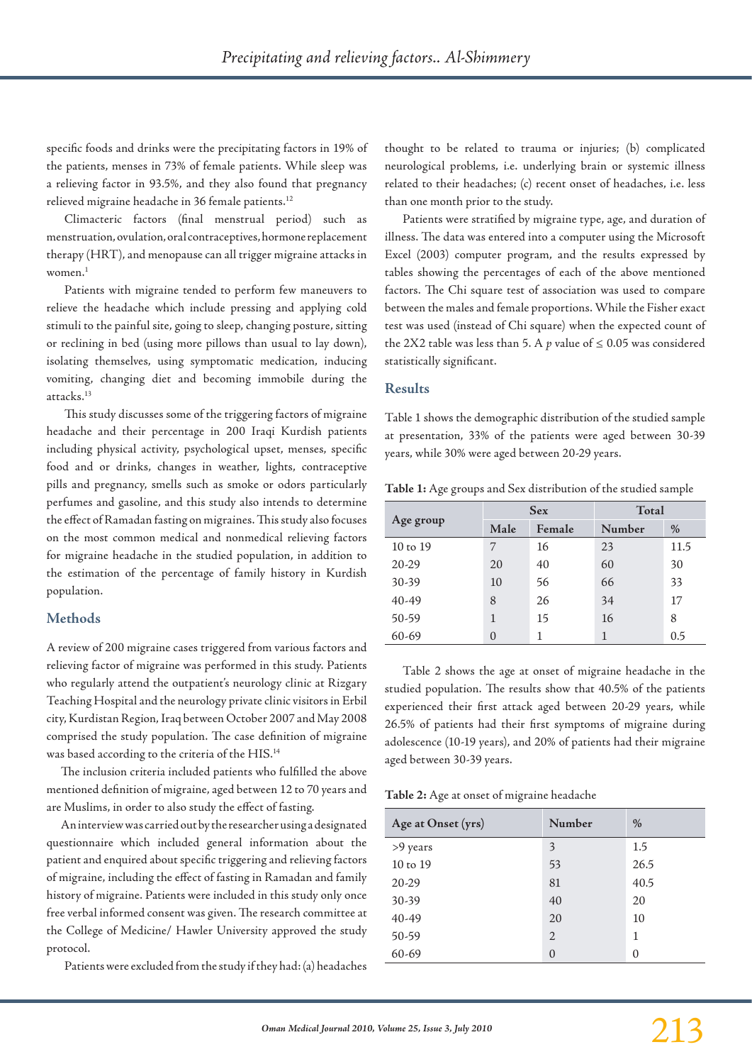specific foods and drinks were the precipitating factors in 19% of the patients, menses in 73% of female patients. While sleep was a relieving factor in 93.5%, and they also found that pregnancy relieved migraine headache in 36 female patients.[12]

Climacteric factors (final menstrual period) such as menstruation, ovulation, oral contraceptives, hormone replacement therapy (HRT), and menopause can all trigger migraine attacks in women.[1]

Patients with migraine tended to perform few maneuvers to relieve the headache which include pressing and applying cold stimuli to the painful site, going to sleep, changing posture, sitting or reclining in bed (using more pillows than usual to lay down), isolating themselves, using symptomatic medication, inducing vomiting, changing diet and becoming immobile during the attacks.[13]

This study discusses some of the triggering factors of migraine headache and their percentage in 200 Iraqi Kurdish patients including physical activity, psychological upset, menses, specific food and or drinks, changes in weather, lights, contraceptive pills and pregnancy, smells such as smoke or odors particularly perfumes and gasoline, and this study also intends to determine the effect of Ramadan fasting on migraines. This study also focuses on the most common medical and nonmedical relieving factors for migraine headache in the studied population, in addition to the estimation of the percentage of family history in Kurdish population.

## Methods

A review of 200 migraine cases triggered from various factors and relieving factor of migraine was performed in this study. Patients who regularly attend the outpatient's neurology clinic at Rizgary Teaching Hospital and the neurology private clinic visitors in Erbil city, Kurdistan Region, Iraq between October 2007 and May 2008 comprised the study population. The case definition of migraine was based according to the criteria of the HIS.[14]

The inclusion criteria included patients who fulfilled the above mentioned definition of migraine, aged between 12 to 70 years and are Muslims, in order to also study the effect of fasting.

An interview was carried out by the researcher using a designated questionnaire which included general information about the patient and enquired about specific triggering and relieving factors of migraine, including the effect of fasting in Ramadan and family history of migraine. Patients were included in this study only once free verbal informed consent was given. The research committee at the College of Medicine/ Hawler University approved the study protocol.

Patients were excluded from the study if they had: (a) headaches thought to be related to trauma or injuries; (b) complicated neurological problems, i.e. underlying brain or systemic illness related to their headaches; (c) recent onset of headaches, i.e. less than one month prior to the study.

Patients were stratified by migraine type, age, and duration of illness. The data was entered into a computer using the Microsoft Excel (2003) computer program, and the results expressed by tables showing the percentages of each of the above mentioned factors. The Chi square test of association was used to compare between the males and female proportions. While the Fisher exact test was used (instead of Chi square) when the expected count of the 2X2 table was less than 5. A $p$ value of $\leq 0.05$ was considered statistically significant.

## Results

Table 1 shows the demographic distribution of the studied sample at presentation, 33% of the patients were aged between 30-39 years, while 30% were aged between 20-29 years.

**Table 1:** Age groups and Sex distribution of the studied sample

| Age group | Sex | | Total | |
|---|---|---|---|---|
| | Male | Female | Number | % |
| 10 to 19 | 7 | 16 | 23 | 11.5 |
| 20-29 | 20 | 40 | 60 | 30 |
| 30-39 | 10 | 56 | 66 | 33 |
| 40-49 | 8 | 26 | 34 | 17 |
| 50-59 | 1 | 15 | 16 | 8 |
| 60-69 | 0 | 1 | 1 | 0.5 |

Table 2 shows the age at onset of migraine headache in the studied population. The results show that 40.5% of the patients experienced their first attack aged between 20-29 years, while 26.5% of patients had their first symptoms of migraine during adolescence (10-19 years), and 20% of patients had their migraine aged between 30-39 years.

**Table 2:** Age at onset of migraine headache

| Age at Onset (yrs) | Number | % |
|---|---|---|
| >9 years | 3 | 1.5 |
| 10 to 19 | 53 | 26.5 |
| 20-29 | 81 | 40.5 |
| 30-39 | 40 | 20 |
| 40-49 | 20 | 10 |
| 50-59 | 2 | 1 |
| 60-69 | 0 | 0 |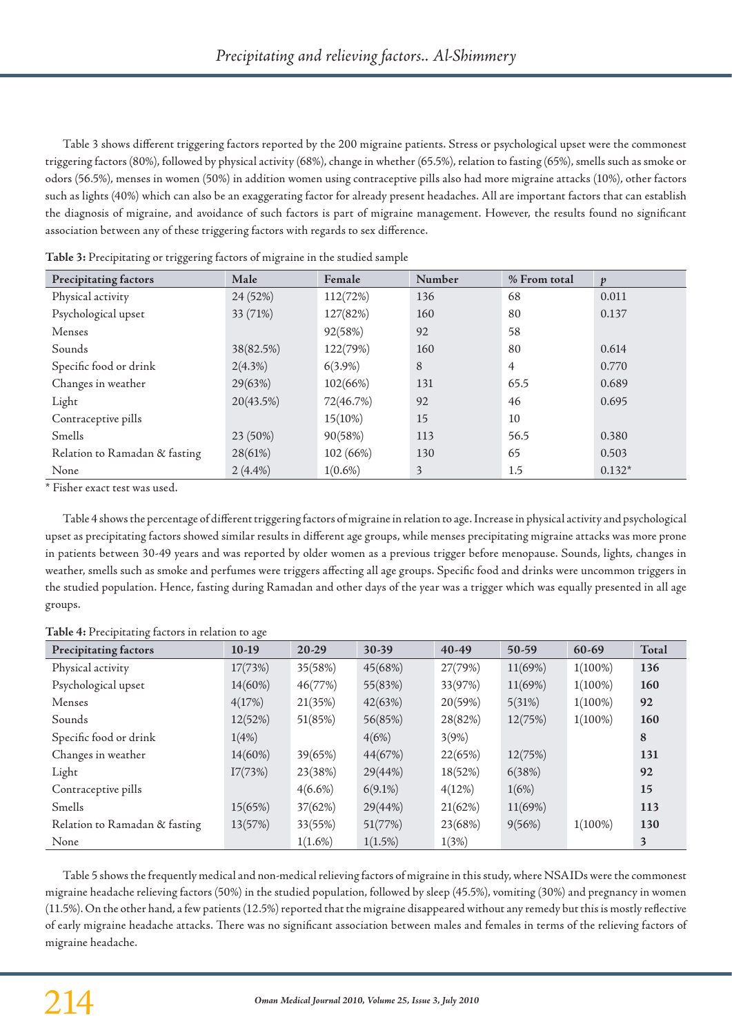Table 3 shows different triggering factors reported by the 200 migraine patients. Stress or psychological upset were the commonest triggering factors (80%), followed by physical activity (68%), change in whether (65.5%), relation to fasting (65%), smells such as smoke or odors (56.5%), menses in women (50%) in addition women using contraceptive pills also had more migraine attacks (10%), other factors such as lights (40%) which can also be an exaggerating factor for already present headaches. All are important factors that can establish the diagnosis of migraine, and avoidance of such factors is part of migraine management. However, the results found no significant association between any of these triggering factors with regards to sex difference.

**Table 3:** Precipitating or triggering factors of migraine in the studied sample

| Precipitating factors | Male | Female | Number | % From total | p |
|---|---|---|---|---|---|
| Physical activity | 24 (52%) | 112(72%) | 136 | 68 | 0.011 |
| Psychological upset | 33 (71%) | 127(82%) | 160 | 80 | 0.137 |
| Menses | | 92(58%) | 92 | 58 | |
| Sounds | 38(82.5%) | 122(79%) | 160 | 80 | 0.614 |
| Specific food or drink | 2(4.3%) | 6(3.9%) | 8 | 4 | 0.770 |
| Changes in weather | 29(63%) | 102(66%) | 131 | 65.5 | 0.689 |
| Light | 20(43.5%) | 72(46.7%) | 92 | 46 | 0.695 |
| Contraceptive pills | | 15(10%) | 15 | 10 | |
| Smells | 23 (50%) | 90(58%) | 113 | 56.5 | 0.380 |
| Relation to Ramadan & fasting | 28(61%) | 102 (66%) | 130 | 65 | 0.503 |
| None | 2 (4.4%) | 1(0.6%) | 3 | 1.5 | 0.132* |

\* Fisher exact test was used.

Table 4 shows the percentage of different triggering factors of migraine in relation to age. Increase in physical activity and psychological upset as precipitating factors showed similar results in different age groups, while menses precipitating migraine attacks was more prone in patients between 30-49 years and was reported by older women as a previous trigger before menopause. Sounds, lights, changes in weather, smells such as smoke and perfumes were triggers affecting all age groups. Specific food and drinks were uncommon triggers in the studied population. Hence, fasting during Ramadan and other days of the year was a trigger which was equally presented in all age groups.

**Table 4:** Precipitating factors in relation to age

| Precipitating factors | 10-19 | 20-29 | 30-39 | 40-49 | 50-59 | 60-69 | Total |
|---|---|---|---|---|---|---|---|
| Physical activity | 17(73%) | 35(58%) | 45(68%) | 27(79%) | 11(69%) | 1(100%) | **136** |
| Psychological upset | 14(60%) | 46(77%) | 55(83%) | 33(97%) | 11(69%) | 1(100%) | **160** |
| Menses | 4(17%) | 21(35%) | 42(63%) | 20(59%) | 5(31%) | 1(100%) | **92** |
| Sounds | 12(52%) | 51(85%) | 56(85%) | 28(82%) | 12(75%) | 1(100%) | **160** |
| Specific food or drink | 1(4%) | | 4(6%) | 3(9%) | | | **8** |
| Changes in weather | 14(60%) | 39(65%) | 44(67%) | 22(65%) | 12(75%) | | **131** |
| Light | I7(73%) | 23(38%) | 29(44%) | 18(52%) | 6(38%) | | **92** |
| Contraceptive pills | | 4(6.6%) | 6(9.1%) | 4(12%) | 1(6%) | | **15** |
| Smells | 15(65%) | 37(62%) | 29(44%) | 21(62%) | 11(69%) | | **113** |
| Relation to Ramadan & fasting | 13(57%) | 33(55%) | 51(77%) | 23(68%) | 9(56%) | 1(100%) | **130** |
| None | | 1(1.6%) | 1(1.5%) | 1(3%) | | | **3** |

Table 5 shows the frequently medical and non-medical relieving factors of migraine in this study, where NSAIDs were the commonest migraine headache relieving factors (50%) in the studied population, followed by sleep (45.5%), vomiting (30%) and pregnancy in women (11.5%). On the other hand, a few patients (12.5%) reported that the migraine disappeared without any remedy but this is mostly reflective of early migraine headache attacks. There was no significant association between males and females in terms of the relieving factors of migraine headache.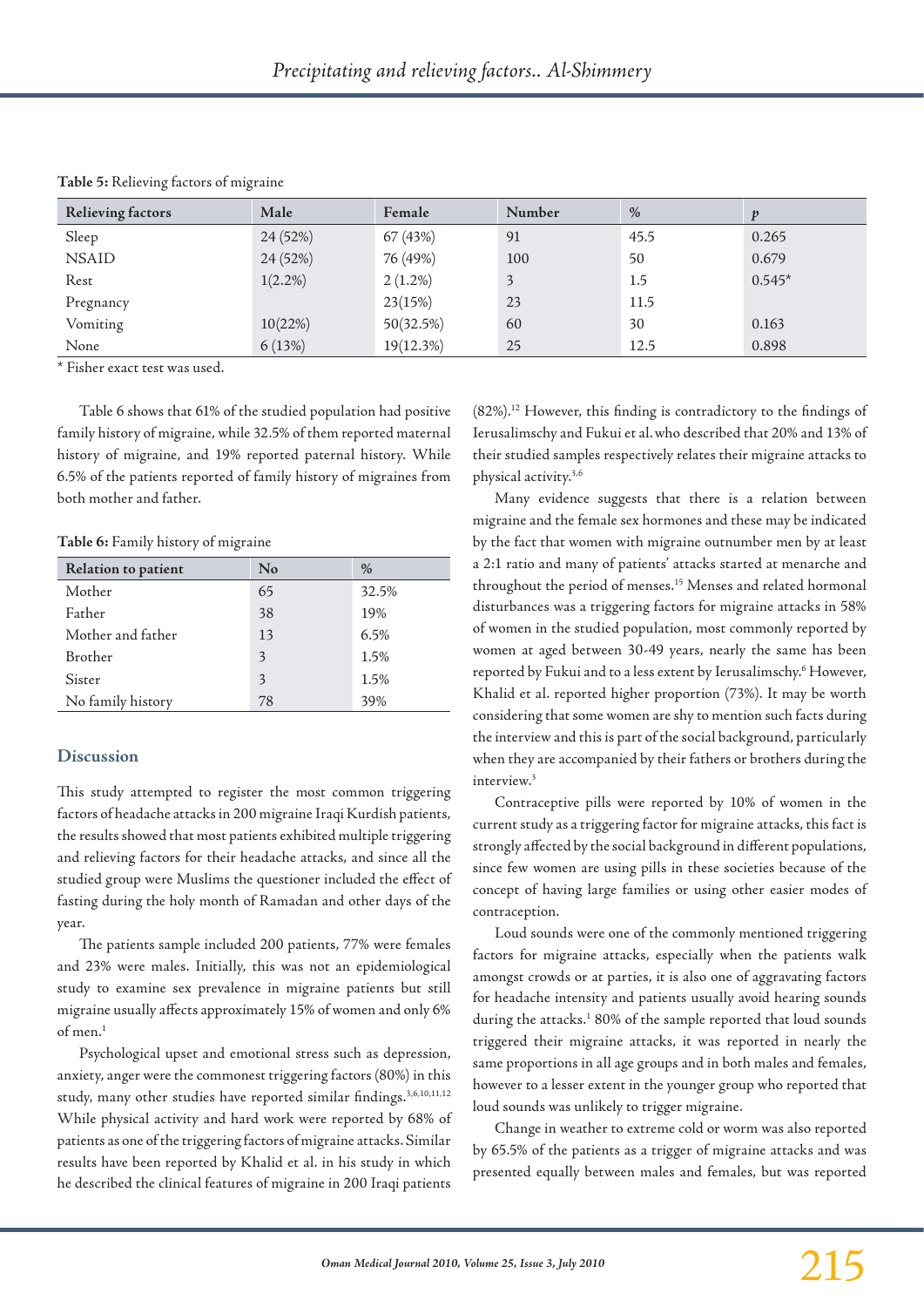**Table 5:** Relieving factors of migraine

| Relieving factors | Male | Female | Number | % | *p* |
|---|---|---|---|---|---|
| Sleep | 24 (52%) | 67 (43%) | 91 | 45.5 | 0.265 |
| NSAID | 24 (52%) | 76 (49%) | 100 | 50 | 0.679 |
| Rest | 1(2.2%) | 2 (1.2%) | 3 | 1.5 | 0.545* |
| Pregnancy | | 23(15%) | 23 | 11.5 | |
| Vomiting | 10(22%) | 50(32.5%) | 60 | 30 | 0.163 |
| None | 6 (13%) | 19(12.3%) | 25 | 12.5 | 0.898 |

* Fisher exact test was used.

Table 6 shows that 61% of the studied population had positive family history of migraine, while 32.5% of them reported maternal history of migraine, and 19% reported paternal history. While 6.5% of the patients reported of family history of migraines from both mother and father.

**Table 6:** Family history of migraine

| Relation to patient | No | % |
|---|---|---|
| Mother | 65 | 32.5% |
| Father | 38 | 19% |
| Mother and father | 13 | 6.5% |
| Brother | 3 | 1.5% |
| Sister | 3 | 1.5% |
| No family history | 78 | 39% |

## Discussion

This study attempted to register the most common triggering factors of headache attacks in 200 migraine Iraqi Kurdish patients, the results showed that most patients exhibited multiple triggering and relieving factors for their headache attacks, and since all the studied group were Muslims the questioner included the effect of fasting during the holy month of Ramadan and other days of the year.

The patients sample included 200 patients, 77% were females and 23% were males. Initially, this was not an epidemiological study to examine sex prevalence in migraine patients but still migraine usually affects approximately 15% of women and only 6% of men.[1]

Psychological upset and emotional stress such as depression, anxiety, anger were the commonest triggering factors (80%) in this study, many other studies have reported similar findings.[3,6,10,11,12] While physical activity and hard work were reported by 68% of patients as one of the triggering factors of migraine attacks. Similar results have been reported by Khalid et al. in his study in which he described the clinical features of migraine in 200 Iraqi patients (82%).[12] However, this finding is contradictory to the findings of Ierusalimschy and Fukui et al. who described that 20% and 13% of their studied samples respectively relates their migraine attacks to physical activity.[3,6]

Many evidence suggests that there is a relation between migraine and the female sex hormones and these may be indicated by the fact that women with migraine outnumber men by at least a 2:1 ratio and many of patients' attacks started at menarche and throughout the period of menses.[15] Menses and related hormonal disturbances was a triggering factors for migraine attacks in 58% of women in the studied population, most commonly reported by women at aged between 30-49 years, nearly the same has been reported by Fukui and to a less extent by Ierusalimschy.[6] However, Khalid et al. reported higher proportion (73%). It may be worth considering that some women are shy to mention such facts during the interview and this is part of the social background, particularly when they are accompanied by their fathers or brothers during the interview.[3]

Contraceptive pills were reported by 10% of women in the current study as a triggering factor for migraine attacks, this fact is strongly affected by the social background in different populations, since few women are using pills in these societies because of the concept of having large families or using other easier modes of contraception.

Loud sounds were one of the commonly mentioned triggering factors for migraine attacks, especially when the patients walk amongst crowds or at parties, it is also one of aggravating factors for headache intensity and patients usually avoid hearing sounds during the attacks.[1] 80% of the sample reported that loud sounds triggered their migraine attacks, it was reported in nearly the same proportions in all age groups and in both males and females, however to a lesser extent in the younger group who reported that loud sounds was unlikely to trigger migraine.

Change in weather to extreme cold or worm was also reported by 65.5% of the patients as a trigger of migraine attacks and was presented equally between males and females, but was reported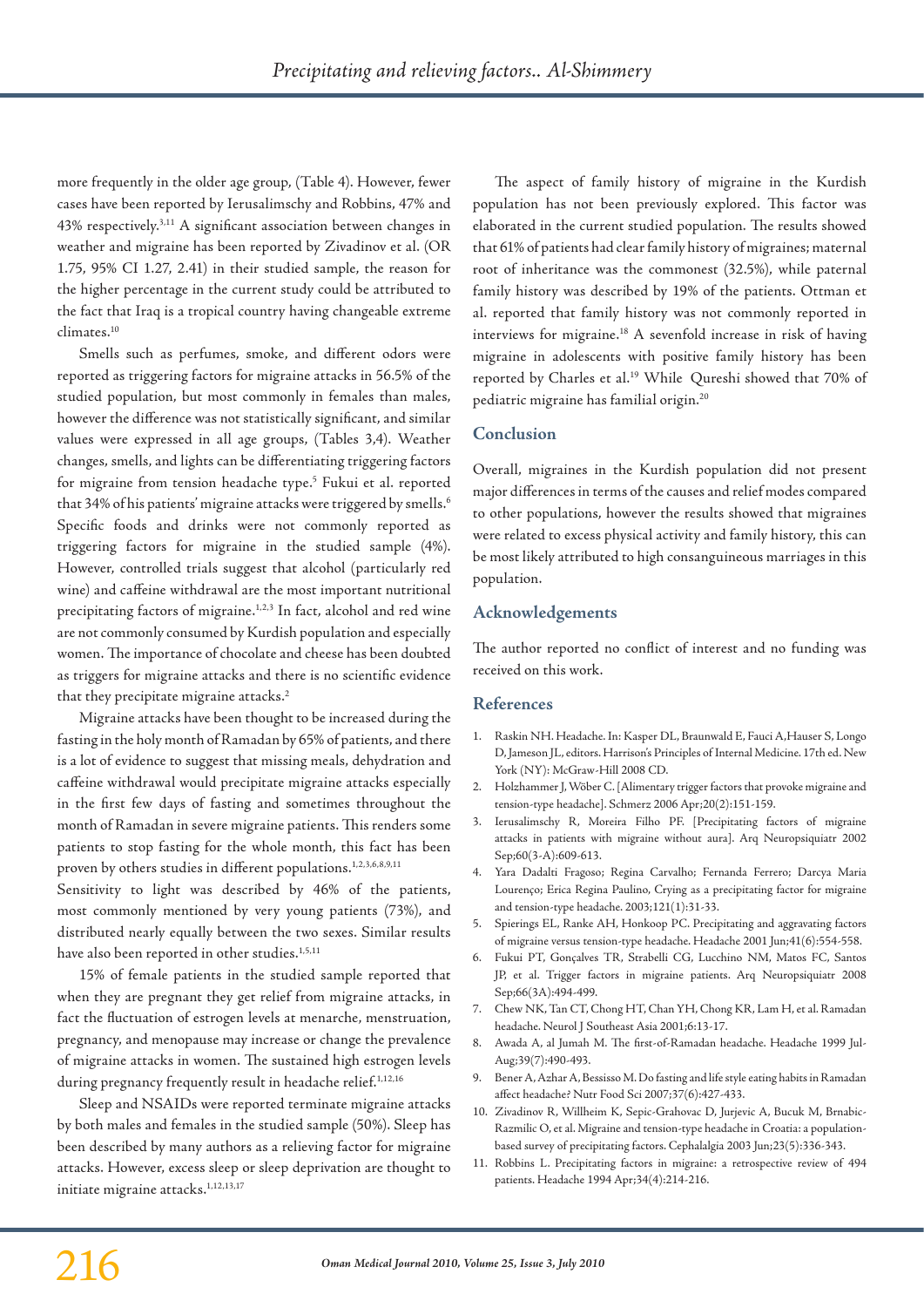more frequently in the older age group, (Table 4). However, fewer cases have been reported by Ierusalimschy and Robbins, 47% and 43% respectively.[3,11] A significant association between changes in weather and migraine has been reported by Zivadinov et al. (OR 1.75, 95% CI 1.27, 2.41) in their studied sample, the reason for the higher percentage in the current study could be attributed to the fact that Iraq is a tropical country having changeable extreme climates.[10]

Smells such as perfumes, smoke, and different odors were reported as triggering factors for migraine attacks in 56.5% of the studied population, but most commonly in females than males, however the difference was not statistically significant, and similar values were expressed in all age groups, (Tables 3,4). Weather changes, smells, and lights can be differentiating triggering factors for migraine from tension headache type.[5] Fukui et al. reported that 34% of his patients' migraine attacks were triggered by smells.[6] Specific foods and drinks were not commonly reported as triggering factors for migraine in the studied sample (4%). However, controlled trials suggest that alcohol (particularly red wine) and caffeine withdrawal are the most important nutritional precipitating factors of migraine.[1,2,3] In fact, alcohol and red wine are not commonly consumed by Kurdish population and especially women. The importance of chocolate and cheese has been doubted as triggers for migraine attacks and there is no scientific evidence that they precipitate migraine attacks.[2]

Migraine attacks have been thought to be increased during the fasting in the holy month of Ramadan by 65% of patients, and there is a lot of evidence to suggest that missing meals, dehydration and caffeine withdrawal would precipitate migraine attacks especially in the first few days of fasting and sometimes throughout the month of Ramadan in severe migraine patients. This renders some patients to stop fasting for the whole month, this fact has been proven by others studies in different populations.[1,2,3,6,8,9,11]

Sensitivity to light was described by 46% of the patients, most commonly mentioned by very young patients (73%), and distributed nearly equally between the two sexes. Similar results have also been reported in other studies.[1,5,11]

15% of female patients in the studied sample reported that when they are pregnant they get relief from migraine attacks, in fact the fluctuation of estrogen levels at menarche, menstruation, pregnancy, and menopause may increase or change the prevalence of migraine attacks in women. The sustained high estrogen levels during pregnancy frequently result in headache relief.[1,12,16]

Sleep and NSAIDs were reported terminate migraine attacks by both males and females in the studied sample (50%). Sleep has been described by many authors as a relieving factor for migraine attacks. However, excess sleep or sleep deprivation are thought to initiate migraine attacks.[1,12,13,17]

The aspect of family history of migraine in the Kurdish population has not been previously explored. This factor was elaborated in the current studied population. The results showed that 61% of patients had clear family history of migraines; maternal root of inheritance was the commonest (32.5%), while paternal family history was described by 19% of the patients. Ottman et al. reported that family history was not commonly reported in interviews for migraine.[18] A sevenfold increase in risk of having migraine in adolescents with positive family history has been reported by Charles et al.[19] While Qureshi showed that 70% of pediatric migraine has familial origin.[20]

## Conclusion

Overall, migraines in the Kurdish population did not present major differences in terms of the causes and relief modes compared to other populations, however the results showed that migraines were related to excess physical activity and family history, this can be most likely attributed to high consanguineous marriages in this population.

## Acknowledgements

The author reported no conflict of interest and no funding was received on this work.

## References

1. Raskin NH. Headache. In: Kasper DL, Braunwald E, Fauci A,Hauser S, Longo D, Jameson JL, editors. Harrison's Principles of Internal Medicine. 17th ed. New York (NY): McGraw-Hill 2008 CD.
2. Holzhammer J, Wöber C. [Alimentary trigger factors that provoke migraine and tension-type headache]. Schmerz 2006 Apr;20(2):151-159.
3. Ierusalimschy R, Moreira Filho PF. [Precipitating factors of migraine attacks in patients with migraine without aura]. Arq Neuropsiquiatr 2002 Sep;60(3-A):609-613.
4. Yara Dadalti Fragoso; Regina Carvalho; Fernanda Ferrero; Darcya Maria Lourenço; Erica Regina Paulino, Crying as a precipitating factor for migraine and tension-type headache. 2003;121(1):31-33.
5. Spierings EL, Ranke AH, Honkoop PC. Precipitating and aggravating factors of migraine versus tension-type headache. Headache 2001 Jun;41(6):554-558.
6. Fukui PT, Gonçalves TR, Strabelli CG, Lucchino NM, Matos FC, Santos JP, et al. Trigger factors in migraine patients. Arq Neuropsiquiatr 2008 Sep;66(3A):494-499.
7. Chew NK, Tan CT, Chong HT, Chan YH, Chong KR, Lam H, et al. Ramadan headache. Neurol J Southeast Asia 2001;6:13-17.
8. Awada A, al Jumah M. The first-of-Ramadan headache. Headache 1999 Jul-Aug;39(7):490-493.
9. Bener A, Azhar A, Bessisso M. Do fasting and life style eating habits in Ramadan affect headache? Nutr Food Sci 2007;37(6):427-433.
10. Zivadinov R, Willheim K, Sepic-Grahovac D, Jurjevic A, Bucuk M, Brnabic-Razmilic O, et al. Migraine and tension-type headache in Croatia: a population-based survey of precipitating factors. Cephalalgia 2003 Jun;23(5):336-343.
11. Robbins L. Precipitating factors in migraine: a retrospective review of 494 patients. Headache 1994 Apr;34(4):214-216.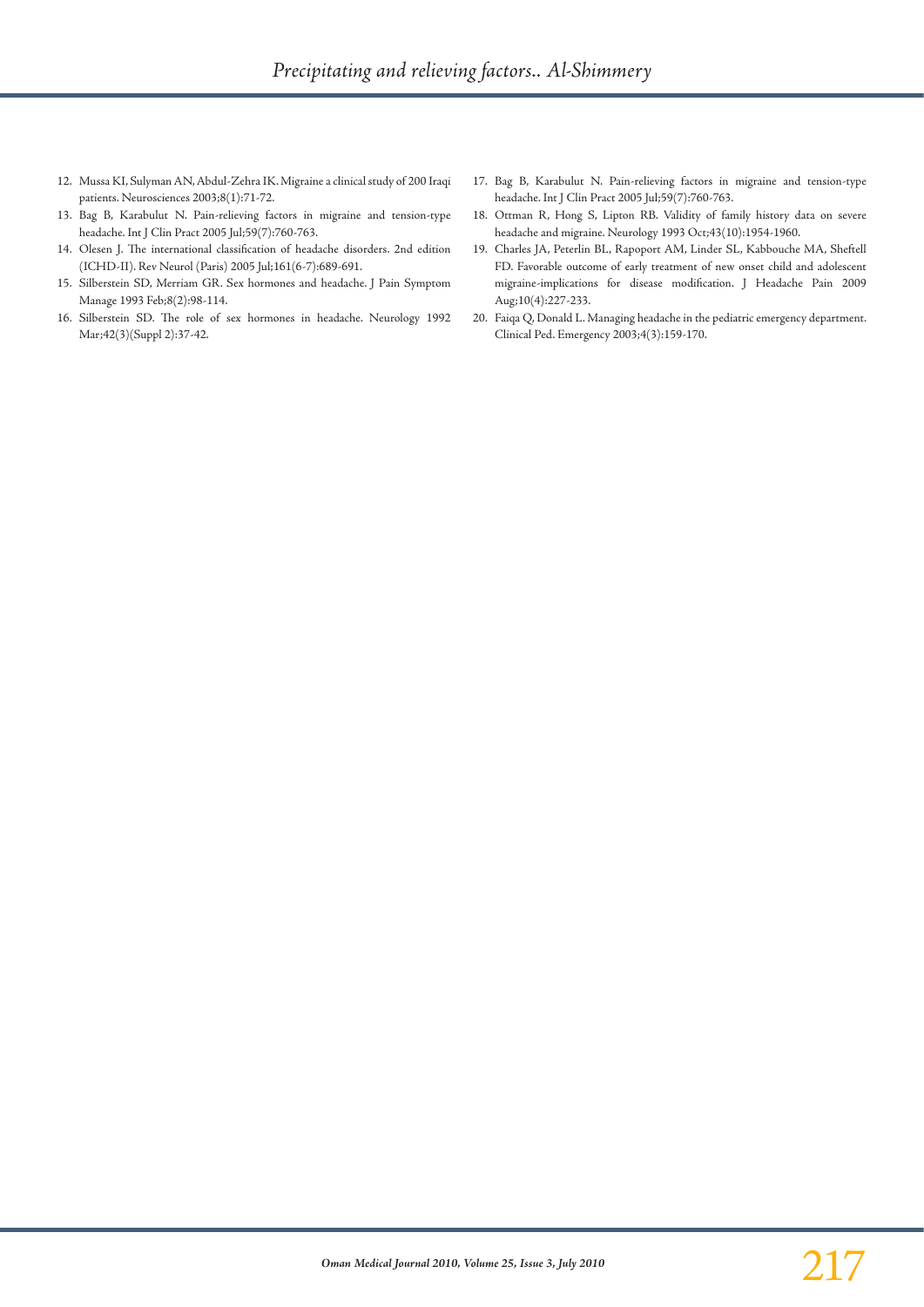12. Mussa KI, Sulyman AN, Abdul-Zehra IK. Migraine a clinical study of 200 Iraqi patients. Neurosciences 2003;8(1):71-72.
13. Bag B, Karabulut N. Pain-relieving factors in migraine and tension-type headache. Int J Clin Pract 2005 Jul;59(7):760-763.
14. Olesen J. The international classification of headache disorders. 2nd edition (ICHD-II). Rev Neurol (Paris) 2005 Jul;161(6-7):689-691.
15. Silberstein SD, Merriam GR. Sex hormones and headache. J Pain Symptom Manage 1993 Feb;8(2):98-114.
16. Silberstein SD. The role of sex hormones in headache. Neurology 1992 Mar;42(3)(Suppl 2):37-42.
17. Bag B, Karabulut N. Pain-relieving factors in migraine and tension-type headache. Int J Clin Pract 2005 Jul;59(7):760-763.
18. Ottman R, Hong S, Lipton RB. Validity of family history data on severe headache and migraine. Neurology 1993 Oct;43(10):1954-1960.
19. Charles JA, Peterlin BL, Rapoport AM, Linder SL, Kabbouche MA, Sheftell FD. Favorable outcome of early treatment of new onset child and adolescent migraine-implications for disease modification. J Headache Pain 2009 Aug;10(4):227-233.
20. Faiqa Q, Donald L. Managing headache in the pediatric emergency department. Clinical Ped. Emergency 2003;4(3):159-170.